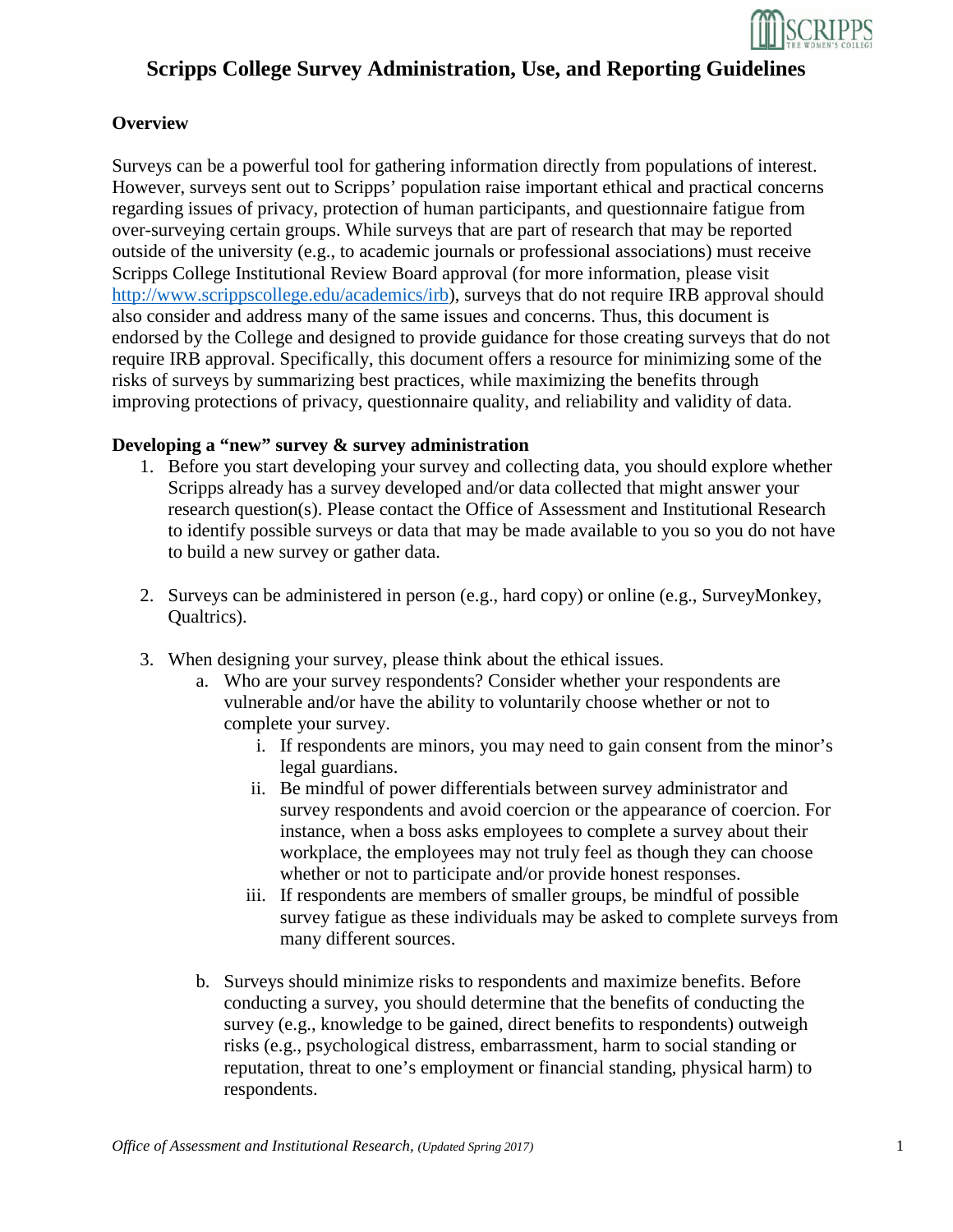# Scripps College Survey Administration, Use, and Reporting Guidelines

## Overview

Surveys can be a powerful tool for gathering information directly from populations of interest. However, surveys sent out to Scripps' population raise important ethical and practical concerns regarding issues of privacy, protection of human participants, and questionnaire fatigue from over-surveying certain groups. While surveys that are part of research that may be reported outside of the university (e.g., to academic journals or professional associations) must receive Scripps College Institutional Review Board approval (for more information, please visit [http://www.scrippscollege.edu/academics/irb](http://www.scrippscollege.edu/academics/irb)), surveys that do not require IRB approval should also consider and address many of the same issues and concerns. Thus, this document is endorsed by the College and designed to provide guidance for those creating surveys that do not require IRB approval. Specifically, this document offers a resource for minimizing some of the risks of surveys by summarizing best practices, while maximizing the benefits through improving protections of privacy, questionnaire quality, and reliability and validity of data.

## Developing a "new" survey & survey administration

1. Before you start developing your survey and collecting data, you should explore whether Scripps already has a survey developed and/or data collected that might answer your research question(s). Please contact the Office of Assessment and Institutional Research to identify possible surveys or data that may be made available to you so you do not have to build a new survey or gather data.

2. Surveys can be administered in person (e.g., hard copy) or online (e.g., SurveyMonkey, Qualtrics).

3. When designing your survey, please think about the ethical issues.
   a. Who are your survey respondents? Consider whether your respondents are vulnerable and/or have the ability to voluntarily choose whether or not to complete your survey.
      i. If respondents are minors, you may need to gain consent from the minor's legal guardians.
      ii. Be mindful of power differentials between survey administrator and survey respondents and avoid coercion or the appearance of coercion. For instance, when a boss asks employees to complete a survey about their workplace, the employees may not truly feel as though they can choose whether or not to participate and/or provide honest responses.
      iii. If respondents are members of smaller groups, be mindful of possible survey fatigue as these individuals may be asked to complete surveys from many different sources.

   b. Surveys should minimize risks to respondents and maximize benefits. Before conducting a survey, you should determine that the benefits of conducting the survey (e.g., knowledge to be gained, direct benefits to respondents) outweigh risks (e.g., psychological distress, embarrassment, harm to social standing or reputation, threat to one's employment or financial standing, physical harm) to respondents.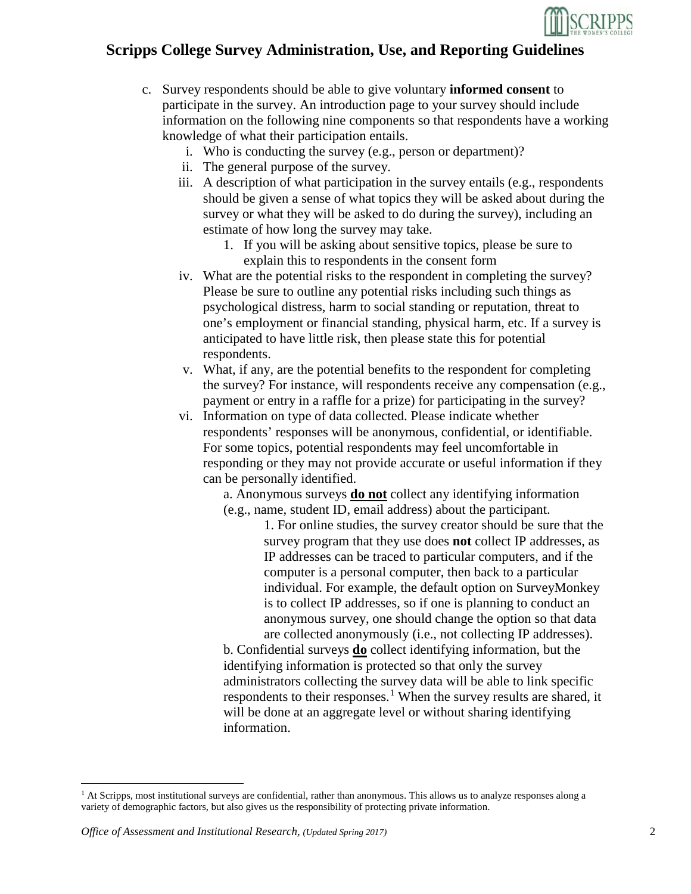c. Survey respondents should be able to give voluntary **informed consent** to participate in the survey. An introduction page to your survey should include information on the following nine components so that respondents have a working knowledge of what their participation entails.

   i. Who is conducting the survey (e.g., person or department)?

   ii. The general purpose of the survey.

   iii. A description of what participation in the survey entails (e.g., respondents should be given a sense of what topics they will be asked about during the survey or what they will be asked to do during the survey), including an estimate of how long the survey may take.

      1. If you will be asking about sensitive topics, please be sure to explain this to respondents in the consent form

   iv. What are the potential risks to the respondent in completing the survey? Please be sure to outline any potential risks including such things as psychological distress, harm to social standing or reputation, threat to one's employment or financial standing, physical harm, etc. If a survey is anticipated to have little risk, then please state this for potential respondents.

   v. What, if any, are the potential benefits to the respondent for completing the survey? For instance, will respondents receive any compensation (e.g., payment or entry in a raffle for a prize) for participating in the survey?

   vi. Information on type of data collected. Please indicate whether respondents' responses will be anonymous, confidential, or identifiable. For some topics, potential respondents may feel uncomfortable in responding or they may not provide accurate or useful information if they can be personally identified.

      a. Anonymous surveys **<u>do not</u>** collect any identifying information (e.g., name, student ID, email address) about the participant.

         1. For online studies, the survey creator should be sure that the survey program that they use does **not** collect IP addresses, as IP addresses can be traced to particular computers, and if the computer is a personal computer, then back to a particular individual. For example, the default option on SurveyMonkey is to collect IP addresses, so if one is planning to conduct an anonymous survey, one should change the option so that data are collected anonymously (i.e., not collecting IP addresses).

      b. Confidential surveys **<u>do</u>** collect identifying information, but the identifying information is protected so that only the survey administrators collecting the survey data will be able to link specific respondents to their responses.[1] When the survey results are shared, it will be done at an aggregate level or without sharing identifying information.

---

[1] At Scripps, most institutional surveys are confidential, rather than anonymous. This allows us to analyze responses along a variety of demographic factors, but also gives us the responsibility of protecting private information.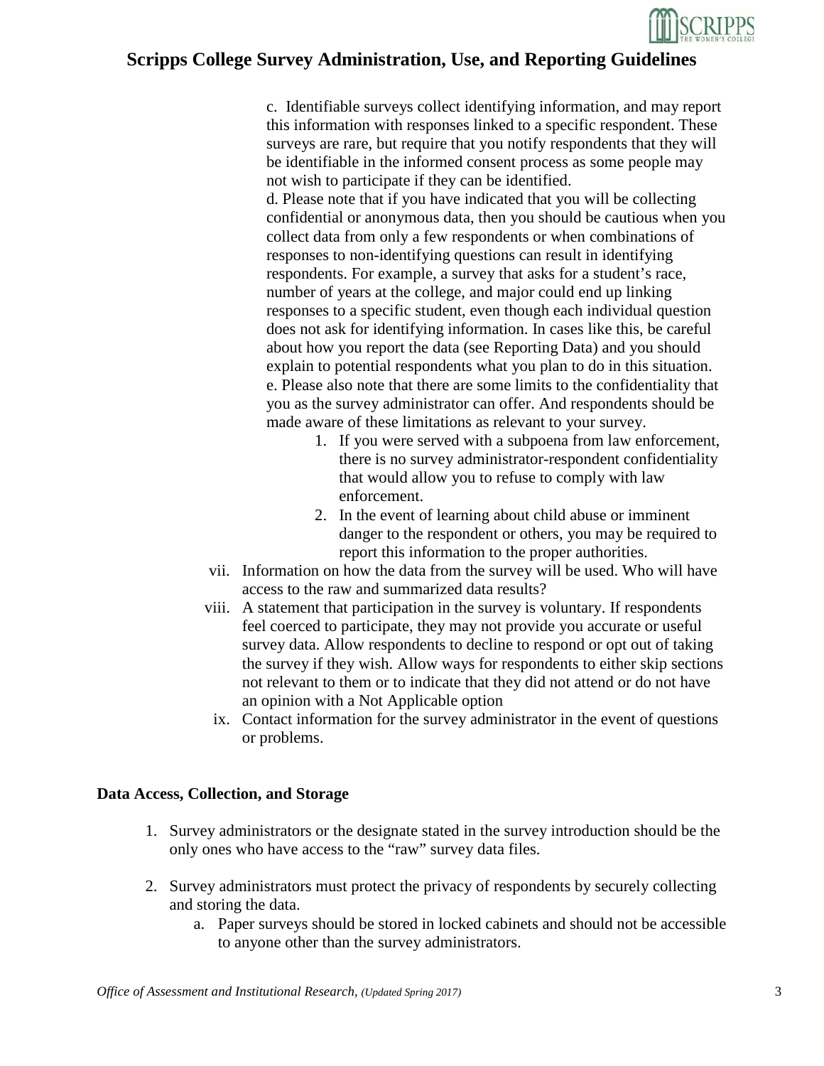c. Identifiable surveys collect identifying information, and may report this information with responses linked to a specific respondent. These surveys are rare, but require that you notify respondents that they will be identifiable in the informed consent process as some people may not wish to participate if they can be identified.

d. Please note that if you have indicated that you will be collecting confidential or anonymous data, then you should be cautious when you collect data from only a few respondents or when combinations of responses to non-identifying questions can result in identifying respondents. For example, a survey that asks for a student's race, number of years at the college, and major could end up linking responses to a specific student, even though each individual question does not ask for identifying information. In cases like this, be careful about how you report the data (see Reporting Data) and you should explain to potential respondents what you plan to do in this situation.

e. Please also note that there are some limits to the confidentiality that you as the survey administrator can offer. And respondents should be made aware of these limitations as relevant to your survey.

1. If you were served with a subpoena from law enforcement, there is no survey administrator-respondent confidentiality that would allow you to refuse to comply with law enforcement.
2. In the event of learning about child abuse or imminent danger to the respondent or others, you may be required to report this information to the proper authorities.

vii. Information on how the data from the survey will be used. Who will have access to the raw and summarized data results?

viii. A statement that participation in the survey is voluntary. If respondents feel coerced to participate, they may not provide you accurate or useful survey data. Allow respondents to decline to respond or opt out of taking the survey if they wish. Allow ways for respondents to either skip sections not relevant to them or to indicate that they did not attend or do not have an opinion with a Not Applicable option

ix. Contact information for the survey administrator in the event of questions or problems.

**Data Access, Collection, and Storage**

1. Survey administrators or the designate stated in the survey introduction should be the only ones who have access to the "raw" survey data files.
2. Survey administrators must protect the privacy of respondents by securely collecting and storing the data.
   a. Paper surveys should be stored in locked cabinets and should not be accessible to anyone other than the survey administrators.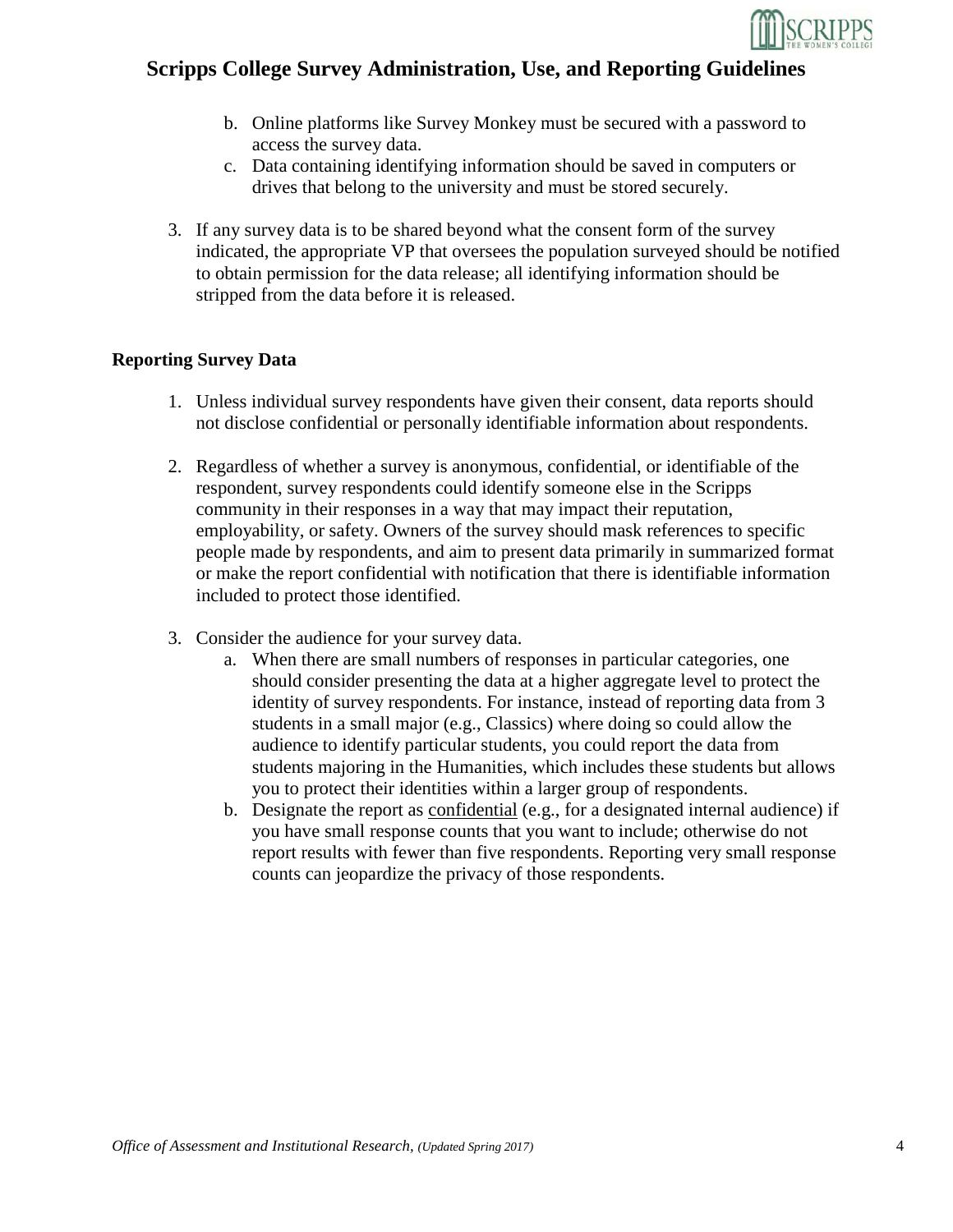b. Online platforms like Survey Monkey must be secured with a password to access the survey data.
   c. Data containing identifying information should be saved in computers or drives that belong to the university and must be stored securely.

3. If any survey data is to be shared beyond what the consent form of the survey indicated, the appropriate VP that oversees the population surveyed should be notified to obtain permission for the data release; all identifying information should be stripped from the data before it is released.

### Reporting Survey Data

1. Unless individual survey respondents have given their consent, data reports should not disclose confidential or personally identifiable information about respondents.

2. Regardless of whether a survey is anonymous, confidential, or identifiable of the respondent, survey respondents could identify someone else in the Scripps community in their responses in a way that may impact their reputation, employability, or safety. Owners of the survey should mask references to specific people made by respondents, and aim to present data primarily in summarized format or make the report confidential with notification that there is identifiable information included to protect those identified.

3. Consider the audience for your survey data.
   a. When there are small numbers of responses in particular categories, one should consider presenting the data at a higher aggregate level to protect the identity of survey respondents. For instance, instead of reporting data from 3 students in a small major (e.g., Classics) where doing so could allow the audience to identify particular students, you could report the data from students majoring in the Humanities, which includes these students but allows you to protect their identities within a larger group of respondents.
   b. Designate the report as <u>confidential</u> (e.g., for a designated internal audience) if you have small response counts that you want to include; otherwise do not report results with fewer than five respondents. Reporting very small response counts can jeopardize the privacy of those respondents.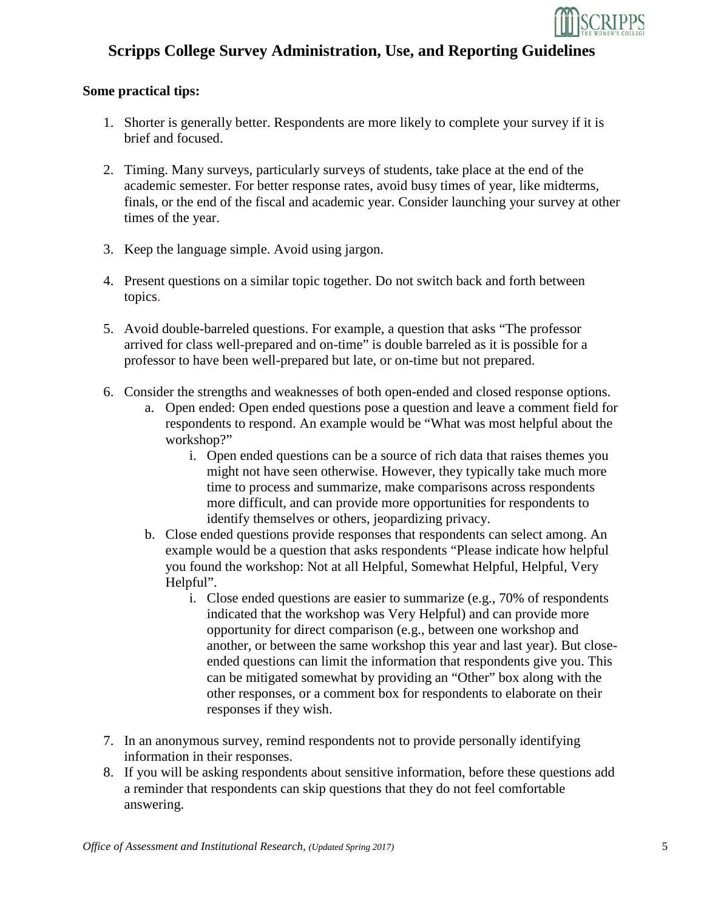# Scripps College Survey Administration, Use, and Reporting Guidelines

**Some practical tips:**

1. Shorter is generally better. Respondents are more likely to complete your survey if it is brief and focused.

2. Timing. Many surveys, particularly surveys of students, take place at the end of the academic semester. For better response rates, avoid busy times of year, like midterms, finals, or the end of the fiscal and academic year. Consider launching your survey at other times of the year.

3. Keep the language simple. Avoid using jargon.

4. Present questions on a similar topic together. Do not switch back and forth between topics.

5. Avoid double-barreled questions. For example, a question that asks "The professor arrived for class well-prepared and on-time" is double barreled as it is possible for a professor to have been well-prepared but late, or on-time but not prepared.

6. Consider the strengths and weaknesses of both open-ended and closed response options.
   a. Open ended: Open ended questions pose a question and leave a comment field for respondents to respond. An example would be "What was most helpful about the workshop?"
      i. Open ended questions can be a source of rich data that raises themes you might not have seen otherwise. However, they typically take much more time to process and summarize, make comparisons across respondents more difficult, and can provide more opportunities for respondents to identify themselves or others, jeopardizing privacy.
   b. Close ended questions provide responses that respondents can select among. An example would be a question that asks respondents "Please indicate how helpful you found the workshop: Not at all Helpful, Somewhat Helpful, Helpful, Very Helpful".
      i. Close ended questions are easier to summarize (e.g., 70% of respondents indicated that the workshop was Very Helpful) and can provide more opportunity for direct comparison (e.g., between one workshop and another, or between the same workshop this year and last year). But close-ended questions can limit the information that respondents give you. This can be mitigated somewhat by providing an "Other" box along with the other responses, or a comment box for respondents to elaborate on their responses if they wish.

7. In an anonymous survey, remind respondents not to provide personally identifying information in their responses.
8. If you will be asking respondents about sensitive information, before these questions add a reminder that respondents can skip questions that they do not feel comfortable answering.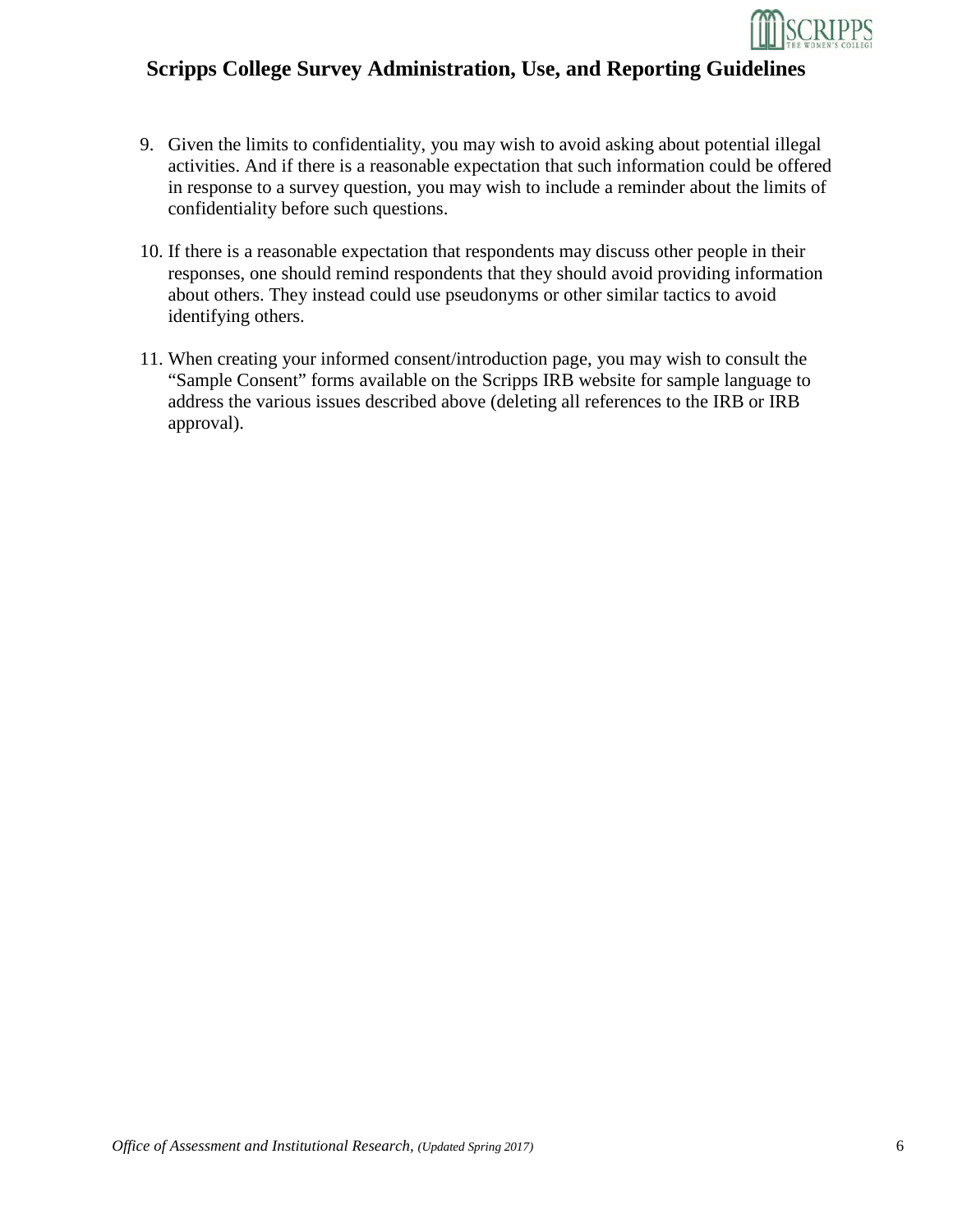9. Given the limits to confidentiality, you may wish to avoid asking about potential illegal activities. And if there is a reasonable expectation that such information could be offered in response to a survey question, you may wish to include a reminder about the limits of confidentiality before such questions.

10. If there is a reasonable expectation that respondents may discuss other people in their responses, one should remind respondents that they should avoid providing information about others. They instead could use pseudonyms or other similar tactics to avoid identifying others.

11. When creating your informed consent/introduction page, you may wish to consult the "Sample Consent" forms available on the Scripps IRB website for sample language to address the various issues described above (deleting all references to the IRB or IRB approval).